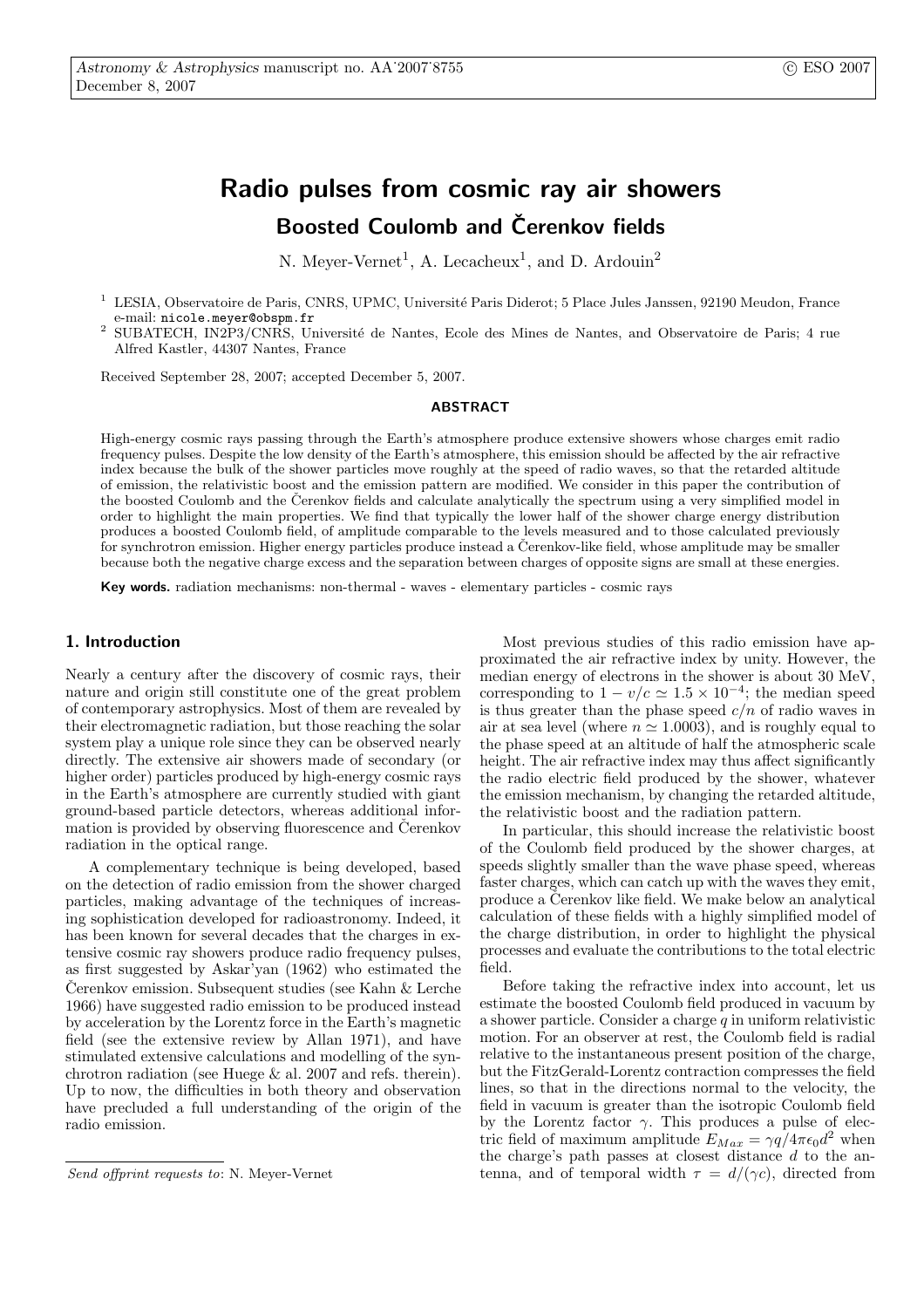# Radio pulses from cosmic ray air showers

## Boosted Coulomb and Čerenkov fields

N. Meyer-Vernet[1], A. Lecacheux[1], and D. Ardouin[2]

[1] LESIA, Observatoire de Paris, CNRS, UPMC, Université Paris Diderot; 5 Place Jules Janssen, 92190 Meudon, France e-mail: nicole.meyer@obspm.fr

[2] SUBATECH, IN2P3/CNRS, Université de Nantes, Ecole des Mines de Nantes, and Observatoire de Paris; 4 rue Alfred Kastler, 44307 Nantes, France

Received September 28, 2007; accepted December 5, 2007.

### ABSTRACT

High-energy cosmic rays passing through the Earth's atmosphere produce extensive showers whose charges emit radio frequency pulses. Despite the low density of the Earth's atmosphere, this emission should be affected by the air refractive index because the bulk of the shower particles move roughly at the speed of radio waves, so that the retarded altitude of emission, the relativistic boost and the emission pattern are modified. We consider in this paper the contribution of the boosted Coulomb and the Čerenkov fields and calculate analytically the spectrum using a very simplified model in order to highlight the main properties. We find that typically the lower half of the shower charge energy distribution produces a boosted Coulomb field, of amplitude comparable to the levels measured and to those calculated previously for synchrotron emission. Higher energy particles produce instead a Čerenkov-like field, whose amplitude may be smaller because both the negative charge excess and the separation between charges of opposite signs are small at these energies.

**Key words.** radiation mechanisms: non-thermal - waves - elementary particles - cosmic rays

## 1. Introduction

Nearly a century after the discovery of cosmic rays, their nature and origin still constitute one of the great problem of contemporary astrophysics. Most of them are revealed by their electromagnetic radiation, but those reaching the solar system play a unique role since they can be observed nearly directly. The extensive air showers made of secondary (or higher order) particles produced by high-energy cosmic rays in the Earth's atmosphere are currently studied with giant ground-based particle detectors, whereas additional information is provided by observing fluorescence and Čerenkov radiation in the optical range.

A complementary technique is being developed, based on the detection of radio emission from the shower charged particles, making advantage of the techniques of increasing sophistication developed for radioastronomy. Indeed, it has been known for several decades that the charges in extensive cosmic ray showers produce radio frequency pulses, as first suggested by Askar'yan (1962) who estimated the Čerenkov emission. Subsequent studies (see Kahn & Lerche 1966) have suggested radio emission to be produced instead by acceleration by the Lorentz force in the Earth's magnetic field (see the extensive review by Allan 1971), and have stimulated extensive calculations and modelling of the synchrotron radiation (see Huege & al. 2007 and refs. therein). Up to now, the difficulties in both theory and observation have precluded a full understanding of the origin of the radio emission.

Most previous studies of this radio emission have approximated the air refractive index by unity. However, the median energy of electrons in the shower is about 30 MeV, corresponding to $1 - v/c \simeq 1.5 \times 10^{-4}$; the median speed is thus greater than the phase speed $c/n$ of radio waves in air at sea level (where $n \simeq 1.0003$), and is roughly equal to the phase speed at an altitude of half the atmospheric scale height. The air refractive index may thus affect significantly the radio electric field produced by the shower, whatever the emission mechanism, by changing the retarded altitude, the relativistic boost and the radiation pattern.

In particular, this should increase the relativistic boost of the Coulomb field produced by the shower charges, at speeds slightly smaller than the wave phase speed, whereas faster charges, which can catch up with the waves they emit, produce a Čerenkov like field. We make below an analytical calculation of these fields with a highly simplified model of the charge distribution, in order to highlight the physical processes and evaluate the contributions to the total electric field.

Before taking the refractive index into account, let us estimate the boosted Coulomb field produced in vacuum by a shower particle. Consider a charge $q$ in uniform relativistic motion. For an observer at rest, the Coulomb field is radial relative to the instantaneous present position of the charge, but the FitzGerald-Lorentz contraction compresses the field lines, so that in the directions normal to the velocity, the field in vacuum is greater than the isotropic Coulomb field by the Lorentz factor $\gamma$. This produces a pulse of electric field of maximum amplitude $E_{Max} = \gamma q / 4\pi\epsilon_0 d^2$ when the charge's path passes at closest distance $d$ to the antenna, and of temporal width $\tau = d/(\gamma c)$, directed from

*Send offprint requests to*: N. Meyer-Vernet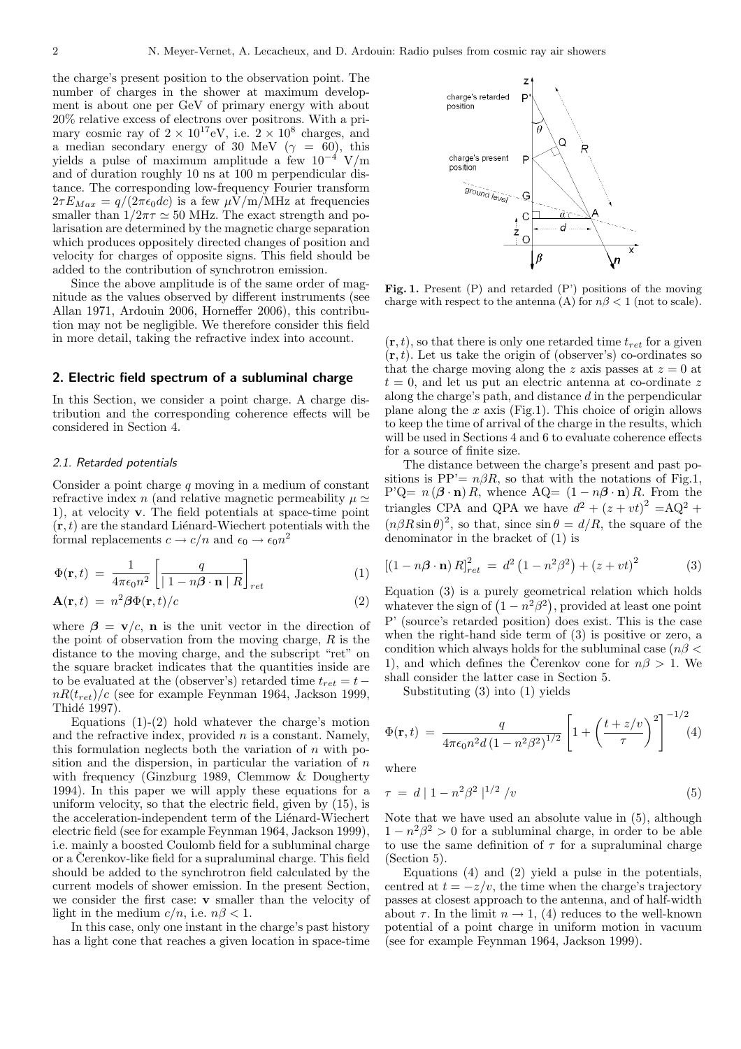the charge's present position to the observation point. The number of charges in the shower at maximum development is about one per GeV of primary energy with about 20% relative excess of electrons over positrons. With a primary cosmic ray of $2 \times 10^{17}$eV, i.e. $2 \times 10^{8}$ charges, and a median secondary energy of 30 MeV ($\gamma = 60$), this yields a pulse of maximum amplitude a few $10^{-4}$ V/m and of duration roughly 10 ns at 100 m perpendicular distance. The corresponding low-frequency Fourier transform $2\tau E_{Max} = q/(2\pi\epsilon_0 dc)$ is a few $\mu$V/m/MHz at frequencies smaller than $1/2\pi\tau \simeq 50$ MHz. The exact strength and polarisation are determined by the magnetic charge separation which produces oppositely directed changes of position and velocity for charges of opposite signs. This field should be added to the contribution of synchrotron emission.

Since the above amplitude is of the same order of magnitude as the values observed by different instruments (see Allan 1971, Ardouin 2006, Horneffer 2006), this contribution may not be negligible. We therefore consider this field in more detail, taking the refractive index into account.

## 2. Electric field spectrum of a subluminal charge

In this Section, we consider a point charge. A charge distribution and the corresponding coherence effects will be considered in Section 4.

### 2.1. Retarded potentials

Consider a point charge $q$ moving in a medium of constant refractive index $n$ (and relative magnetic permeability $\mu \simeq 1$), at velocity $\mathbf{v}$. The field potentials at space-time point $(\mathbf{r}, t)$ are the standard Liénard-Wiechert potentials with the formal replacements $c \to c/n$ and $\epsilon_0 \to \epsilon_0 n^2$

$$\Phi(\mathbf{r}, t) = \frac{1}{4\pi\epsilon_0 n^2} \left[ \frac{q}{\mid 1 - n\boldsymbol{\beta} \cdot \mathbf{n} \mid R} \right]_{ret} \tag{1}$$

$$\mathbf{A}(\mathbf{r}, t) = n^2 \boldsymbol{\beta} \Phi(\mathbf{r}, t)/c \tag{2}$$

where $\boldsymbol{\beta} = \mathbf{v}/c$, $\mathbf{n}$ is the unit vector in the direction of the point of observation from the moving charge, $R$ is the distance to the moving charge, and the subscript "ret" on the square bracket indicates that the quantities inside are to be evaluated at the (observer's) retarded time $t_{ret} = t - nR(t_{ret})/c$ (see for example Feynman 1964, Jackson 1999, Thidé 1997).

Equations (1)-(2) hold whatever the charge's motion and the refractive index, provided $n$ is a constant. Namely, this formulation neglects both the variation of $n$ with position and the dispersion, in particular the variation of $n$ with frequency (Ginzburg 1989, Clemmow & Dougherty 1994). In this paper we will apply these equations for a uniform velocity, so that the electric field, given by (15), is the acceleration-independent term of the Liénard-Wiechert electric field (see for example Feynman 1964, Jackson 1999), i.e. mainly a boosted Coulomb field for a subluminal charge or a Čerenkov-like field for a supraluminal charge. This field should be added to the synchrotron field calculated by the current models of shower emission. In the present Section, we consider the first case: $\mathbf{v}$ smaller than the velocity of light in the medium $c/n$, i.e. $n\beta < 1$.

In this case, only one instant in the charge's past history has a light cone that reaches a given location in space-time $(\mathbf{r}, t)$, so that there is only one retarded time $t_{ret}$ for a given $(\mathbf{r}, t)$. Let us take the origin of (observer's) co-ordinates so that the charge moving along the $z$ axis passes at $z = 0$ at $t = 0$, and let us put an electric antenna at co-ordinate $z$ along the charge's path, and distance $d$ in the perpendicular plane along the $x$ axis (Fig.1). This choice of origin allows to keep the time of arrival of the charge in the results, which will be used in Sections 4 and 6 to evaluate coherence effects for a source of finite size.

**Fig. 1.** Present (P) and retarded (P') positions of the moving charge with respect to the antenna (A) for $n\beta < 1$ (not to scale).

The distance between the charge's present and past positions is PP'$= n\beta R$, so that with the notations of Fig.1, P'Q$= n\,(\boldsymbol{\beta} \cdot \mathbf{n})\, R$, whence AQ$= (1 - n\boldsymbol{\beta} \cdot \mathbf{n})\, R$. From the triangles CPA and QPA we have $d^2 + (z + vt)^2 =$AQ$^2 + (n\beta R \sin\theta)^2$, so that, since $\sin\theta = d/R$, the square of the denominator in the bracket of (1) is

$$\left[(1 - n\boldsymbol{\beta} \cdot \mathbf{n})\, R\right]^2_{ret} = d^2 \left(1 - n^2\beta^2\right) + (z + vt)^2 \tag{3}$$

Equation (3) is a purely geometrical relation which holds whatever the sign of $\left(1 - n^2\beta^2\right)$, provided at least one point P' (source's retarded position) does exist. This is the case when the right-hand side term of (3) is positive or zero, a condition which always holds for the subluminal case ($n\beta < 1$), and which defines the Čerenkov cone for $n\beta > 1$. We shall consider the latter case in Section 5.

Substituting (3) into (1) yields

$$\Phi(\mathbf{r}, t) = \frac{q}{4\pi\epsilon_0 n^2 d \left(1 - n^2\beta^2\right)^{1/2}} \left[1 + \left(\frac{t + z/v}{\tau}\right)^2\right]^{-1/2} \tag{4}$$

where

$$\tau = d \mid 1 - n^2\beta^2 \mid^{1/2} /v \tag{5}$$

Note that we have used an absolute value in (5), although $1 - n^2\beta^2 > 0$ for a subluminal charge, in order to be able to use the same definition of $\tau$ for a supraluminal charge (Section 5).

Equations (4) and (2) yield a pulse in the potentials, centred at $t = -z/v$, the time when the charge's trajectory passes at closest approach to the antenna, and of half-width about $\tau$. In the limit $n \to 1$, (4) reduces to the well-known potential of a point charge in uniform motion in vacuum (see for example Feynman 1964, Jackson 1999).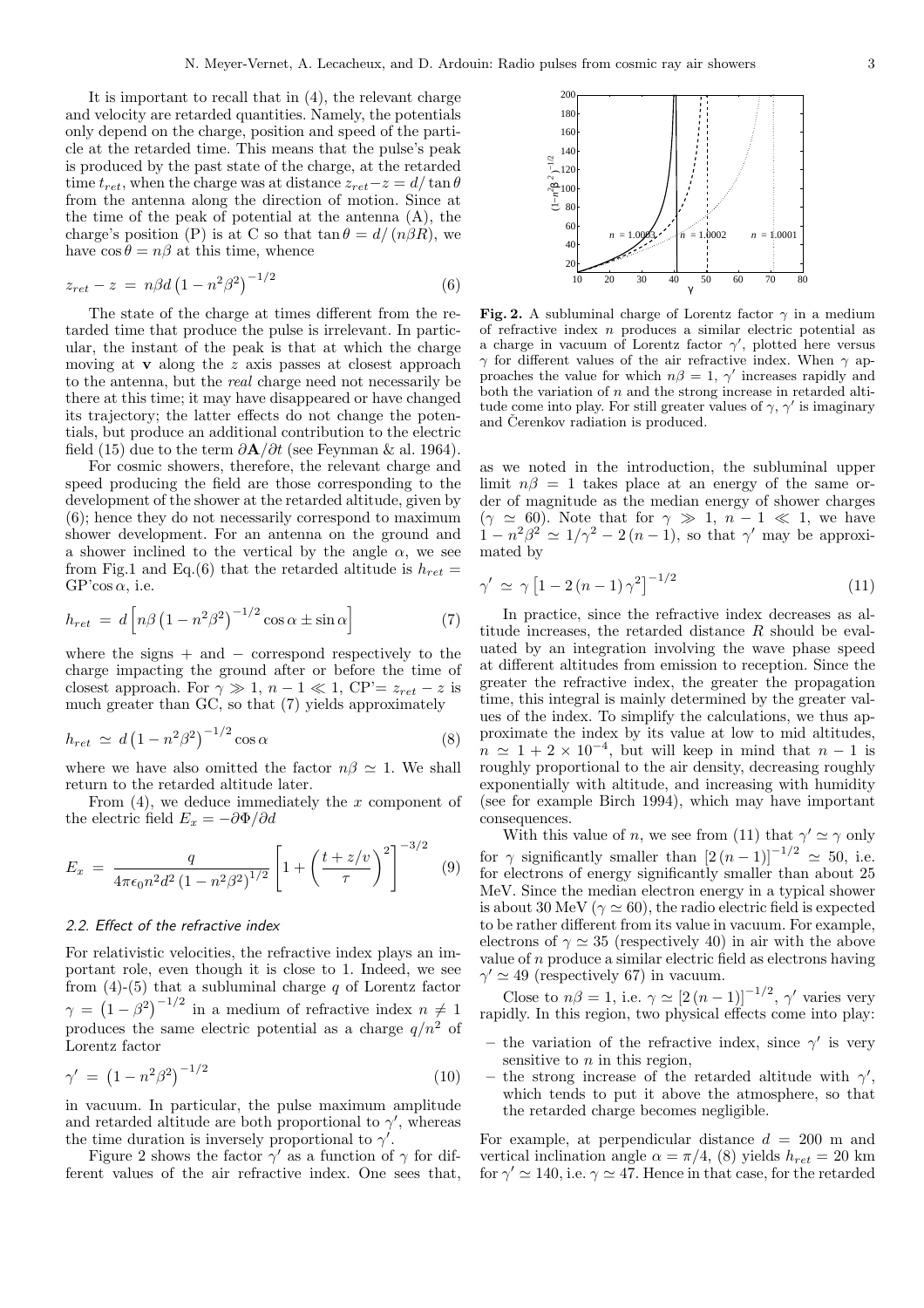It is important to recall that in (4), the relevant charge and velocity are retarded quantities. Namely, the potentials only depend on the charge, position and speed of the particle at the retarded time. This means that the pulse's peak is produced by the past state of the charge, at the retarded time $t_{ret}$, when the charge was at distance $z_{ret} - z = d/\tan\theta$ from the antenna along the direction of motion. Since at the time of the peak of potential at the antenna (A), the charge's position (P) is at C so that $\tan\theta = d/(n\beta R)$, we have $\cos\theta = n\beta$ at this time, whence

$$z_{ret} - z = n\beta d\left(1 - n^2\beta^2\right)^{-1/2} \tag{6}$$

The state of the charge at times different from the retarded time that produce the pulse is irrelevant. In particular, the instant of the peak is that at which the charge moving at $\mathbf{v}$ along the $z$ axis passes at closest approach to the antenna, but the *real* charge need not necessarily be there at this time; it may have disappeared or have changed its trajectory; the latter effects do not change the potentials, but produce an additional contribution to the electric field (15) due to the term $\partial\mathbf{A}/\partial t$ (see Feynman & al. 1964).

For cosmic showers, therefore, the relevant charge and speed producing the field are those corresponding to the development of the shower at the retarded altitude, given by (6); hence they do not necessarily correspond to maximum shower development. For an antenna on the ground and a shower inclined to the vertical by the angle $\alpha$, we see from Fig.1 and Eq.(6) that the retarded altitude is $h_{ret} = \mathrm{GP}'\cos\alpha$, i.e.

$$h_{ret} = d\left[n\beta\left(1 - n^2\beta^2\right)^{-1/2}\cos\alpha \pm \sin\alpha\right] \tag{7}$$

where the signs + and − correspond respectively to the charge impacting the ground after or before the time of closest approach. For $\gamma \gg 1$, $n - 1 \ll 1$, $\mathrm{CP}' = z_{ret} - z$ is much greater than GC, so that (7) yields approximately

$$h_{ret} \simeq d\left(1 - n^2\beta^2\right)^{-1/2}\cos\alpha \tag{8}$$

where we have also omitted the factor $n\beta \simeq 1$. We shall return to the retarded altitude later.

From (4), we deduce immediately the $x$ component of the electric field $E_x = -\partial\Phi/\partial d$

$$E_x = \frac{q}{4\pi\epsilon_0 n^2 d^2\left(1 - n^2\beta^2\right)^{1/2}}\left[1 + \left(\frac{t + z/v}{\tau}\right)^2\right]^{-3/2} \tag{9}$$

### 2.2. Effect of the refractive index

For relativistic velocities, the refractive index plays an important role, even though it is close to 1. Indeed, we see from (4)-(5) that a subluminal charge $q$ of Lorentz factor $\gamma = \left(1 - \beta^2\right)^{-1/2}$ in a medium of refractive index $n \neq 1$ produces the same electric potential as a charge $q/n^2$ of Lorentz factor

$$\gamma' = \left(1 - n^2\beta^2\right)^{-1/2} \tag{10}$$

in vacuum. In particular, the pulse maximum amplitude and retarded altitude are both proportional to $\gamma'$, whereas the time duration is inversely proportional to $\gamma'$.

Figure 2 shows the factor $\gamma'$ as a function of $\gamma$ for different values of the air refractive index. One sees that,

**Fig. 2.** A subluminal charge of Lorentz factor $\gamma$ in a medium of refractive index $n$ produces a similar electric potential as a charge in vacuum of Lorentz factor $\gamma'$, plotted here versus $\gamma$ for different values of the air refractive index. When $\gamma$ approaches the value for which $n\beta = 1$, $\gamma'$ increases rapidly and both the variation of $n$ and the strong increase in retarded altitude come into play. For still greater values of $\gamma$, $\gamma'$ is imaginary and Čerenkov radiation is produced.

as we noted in the introduction, the subluminal upper limit $n\beta = 1$ takes place at an energy of the same order of magnitude as the median energy of shower charges ($\gamma \simeq 60$). Note that for $\gamma \gg 1$, $n - 1 \ll 1$, we have $1 - n^2\beta^2 \simeq 1/\gamma^2 - 2(n-1)$, so that $\gamma'$ may be approximated by

$$\gamma' \simeq \gamma\left[1 - 2(n-1)\gamma^2\right]^{-1/2} \tag{11}$$

In practice, since the refractive index decreases as altitude increases, the retarded distance $R$ should be evaluated by an integration involving the wave phase speed at different altitudes from emission to reception. Since the greater the refractive index, the greater the propagation time, this integral is mainly determined by the greater values of the index. To simplify the calculations, we thus approximate the index by its value at low to mid altitudes, $n \simeq 1 + 2 \times 10^{-4}$, but will keep in mind that $n - 1$ is roughly proportional to the air density, decreasing roughly exponentially with altitude, and increasing with humidity (see for example Birch 1994), which may have important consequences.

With this value of $n$, we see from (11) that $\gamma' \simeq \gamma$ only for $\gamma$ significantly smaller than $\left[2(n-1)\right]^{-1/2} \simeq 50$, i.e. for electrons of energy significantly smaller than about 25 MeV. Since the median electron energy in a typical shower is about 30 MeV ($\gamma \simeq 60$), the radio electric field is expected to be rather different from its value in vacuum. For example, electrons of $\gamma \simeq 35$ (respectively 40) in air with the above value of $n$ produce a similar electric field as electrons having $\gamma' \simeq 49$ (respectively 67) in vacuum.

Close to $n\beta = 1$, i.e. $\gamma \simeq \left[2(n-1)\right]^{-1/2}$, $\gamma'$ varies very rapidly. In this region, two physical effects come into play:

- the variation of the refractive index, since $\gamma'$ is very sensitive to $n$ in this region,
- the strong increase of the retarded altitude with $\gamma'$, which tends to put it above the atmosphere, so that the retarded charge becomes negligible.

For example, at perpendicular distance $d = 200$ m and vertical inclination angle $\alpha = \pi/4$, (8) yields $h_{ret} = 20$ km for $\gamma' \simeq 140$, i.e. $\gamma \simeq 47$. Hence in that case, for the retarded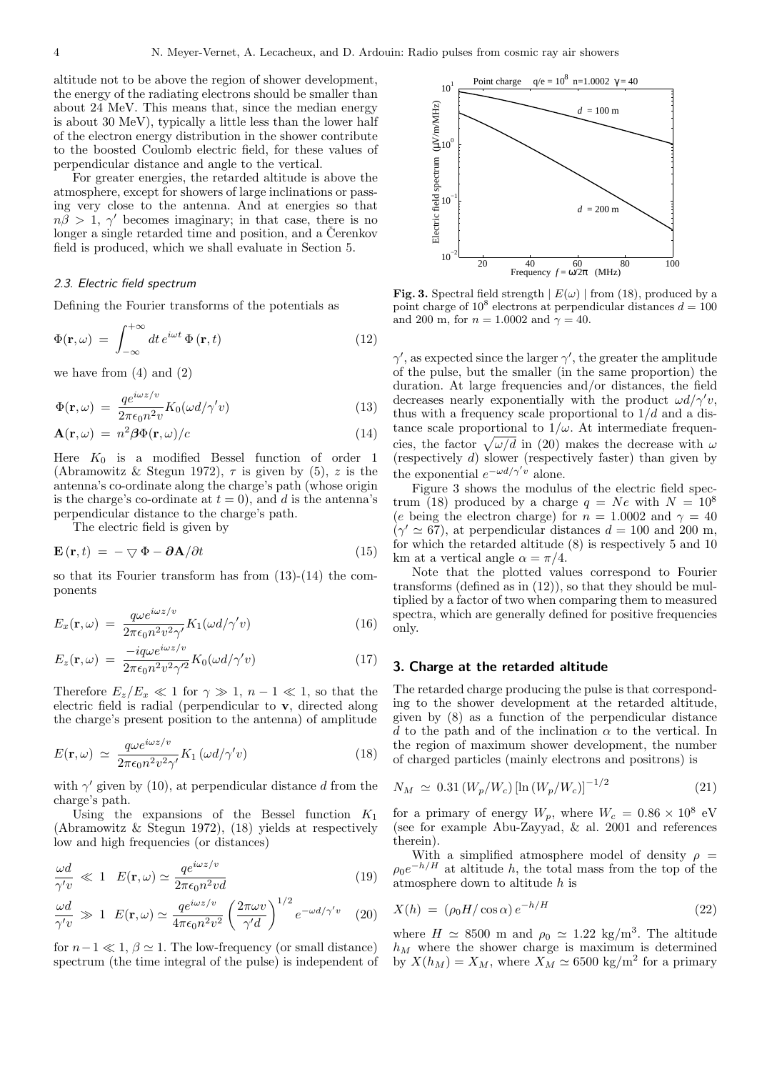altitude not to be above the region of shower development, the energy of the radiating electrons should be smaller than about 24 MeV. This means that, since the median energy is about 30 MeV), typically a little less than the lower half of the electron energy distribution in the shower contribute to the boosted Coulomb electric field, for these values of perpendicular distance and angle to the vertical.

For greater energies, the retarded altitude is above the atmosphere, except for showers of large inclinations or passing very close to the antenna. And at energies so that $n\beta > 1$, $\gamma'$ becomes imaginary; in that case, there is no longer a single retarded time and position, and a Čerenkov field is produced, which we shall evaluate in Section 5.

### 2.3. Electric field spectrum

Defining the Fourier transforms of the potentials as

$$\Phi(\mathbf{r},\omega) \;=\; \int_{-\infty}^{+\infty} dt\, e^{i\omega t}\,\Phi\left(\mathbf{r},t\right) \tag{12}$$

we have from (4) and (2)

$$\Phi(\mathbf{r},\omega) \;=\; \frac{q e^{i\omega z/v}}{2\pi\epsilon_0 n^2 v} K_0(\omega d/\gamma' v) \tag{13}$$

$$\mathbf{A}(\mathbf{r},\omega) \;=\; n^2 \boldsymbol{\beta}\Phi(\mathbf{r},\omega)/c \tag{14}$$

Here $K_0$ is a modified Bessel function of order 1 (Abramowitz & Stegun 1972), $\tau$ is given by (5), $z$ is the antenna's co-ordinate along the charge's path (whose origin is the charge's co-ordinate at $t=0$), and $d$ is the antenna's perpendicular distance to the charge's path.

The electric field is given by

$$\mathbf{E}\left(\mathbf{r},t\right) \;=\; -\bigtriangledown\Phi - \partial\mathbf{A}/\partial t \tag{15}$$

so that its Fourier transform has from (13)-(14) the components

$$E_x(\mathbf{r},\omega) \;=\; \frac{q\omega e^{i\omega z/v}}{2\pi\epsilon_0 n^2 v^2 \gamma'} K_1(\omega d/\gamma' v) \tag{16}$$

$$E_z(\mathbf{r},\omega) \;=\; \frac{-iq\omega e^{i\omega z/v}}{2\pi\epsilon_0 n^2 v^2 \gamma'^2} K_0(\omega d/\gamma' v) \tag{17}$$

Therefore $E_z/E_x \ll 1$ for $\gamma \gg 1$, $n-1 \ll 1$, so that the electric field is radial (perpendicular to $\mathbf{v}$, directed along the charge's present position to the antenna) of amplitude

$$E(\mathbf{r},\omega) \;\simeq\; \frac{q\omega e^{i\omega z/v}}{2\pi\epsilon_0 n^2 v^2 \gamma'} K_1\left(\omega d/\gamma' v\right) \tag{18}$$

with $\gamma'$ given by (10), at perpendicular distance $d$ from the charge's path.

Using the expansions of the Bessel function $K_1$ (Abramowitz & Stegun 1972), (18) yields at respectively low and high frequencies (or distances)

$$\frac{\omega d}{\gamma' v} \;\ll\; 1 \quad E(\mathbf{r},\omega) \simeq \frac{q e^{i\omega z/v}}{2\pi\epsilon_0 n^2 v d} \tag{19}$$

$$\frac{\omega d}{\gamma' v} \;\gg\; 1 \quad E(\mathbf{r},\omega) \simeq \frac{q e^{i\omega z/v}}{4\pi\epsilon_0 n^2 v^2}\left(\frac{2\pi\omega v}{\gamma' d}\right)^{1/2} e^{-\omega d/\gamma' v} \tag{20}$$

for $n-1 \ll 1$, $\beta \simeq 1$. The low-frequency (or small distance) spectrum (the time integral of the pulse) is independent of $\gamma'$, as expected since the larger $\gamma'$, the greater the amplitude of the pulse, but the smaller (in the same proportion) the duration. At large frequencies and/or distances, the field decreases nearly exponentially with the product $\omega d/\gamma' v$, thus with a frequency scale proportional to $1/d$ and a distance scale proportional to $1/\omega$. At intermediate frequencies, the factor $\sqrt{\omega/d}$ in (20) makes the decrease with $\omega$ (respectively $d$) slower (respectively faster) than given by the exponential $e^{-\omega d/\gamma' v}$ alone.

Figure 3 shows the modulus of the electric field spectrum (18) produced by a charge $q = Ne$ with $N = 10^8$ ($e$ being the electron charge) for $n = 1.0002$ and $\gamma = 40$ ($\gamma' \simeq 67$), at perpendicular distances $d = 100$ and 200 m, for which the retarded altitude (8) is respectively 5 and 10 km at a vertical angle $\alpha = \pi/4$.

Note that the plotted values correspond to Fourier transforms (defined as in (12)), so that they should be multiplied by a factor of two when comparing them to measured spectra, which are generally defined for positive frequencies only.

**Fig. 3.** Spectral field strength $\mid E(\omega)\mid$ from (18), produced by a point charge of $10^8$ electrons at perpendicular distances $d = 100$ and 200 m, for $n = 1.0002$ and $\gamma = 40$.

## 3. Charge at the retarded altitude

The retarded charge producing the pulse is that corresponding to the shower development at the retarded altitude, given by (8) as a function of the perpendicular distance $d$ to the path and of the inclination $\alpha$ to the vertical. In the region of maximum shower development, the number of charged particles (mainly electrons and positrons) is

$$N_M \;\simeq\; 0.31\left(W_p/W_c\right)\left[\ln\left(W_p/W_c\right)\right]^{-1/2} \tag{21}$$

for a primary of energy $W_p$, where $W_c = 0.86 \times 10^8$ eV (see for example Abu-Zayyad, & al. 2001 and references therein).

With a simplified atmosphere model of density $\rho = \rho_0 e^{-h/H}$ at altitude $h$, the total mass from the top of the atmosphere down to altitude $h$ is

$$X(h) \;=\; \left(\rho_0 H/\cos\alpha\right) e^{-h/H} \tag{22}$$

where $H \simeq 8500$ m and $\rho_0 \simeq 1.22$ kg/m$^3$. The altitude $h_M$ where the shower charge is maximum is determined by $X(h_M) = X_M$, where $X_M \simeq 6500$ kg/m$^2$ for a primary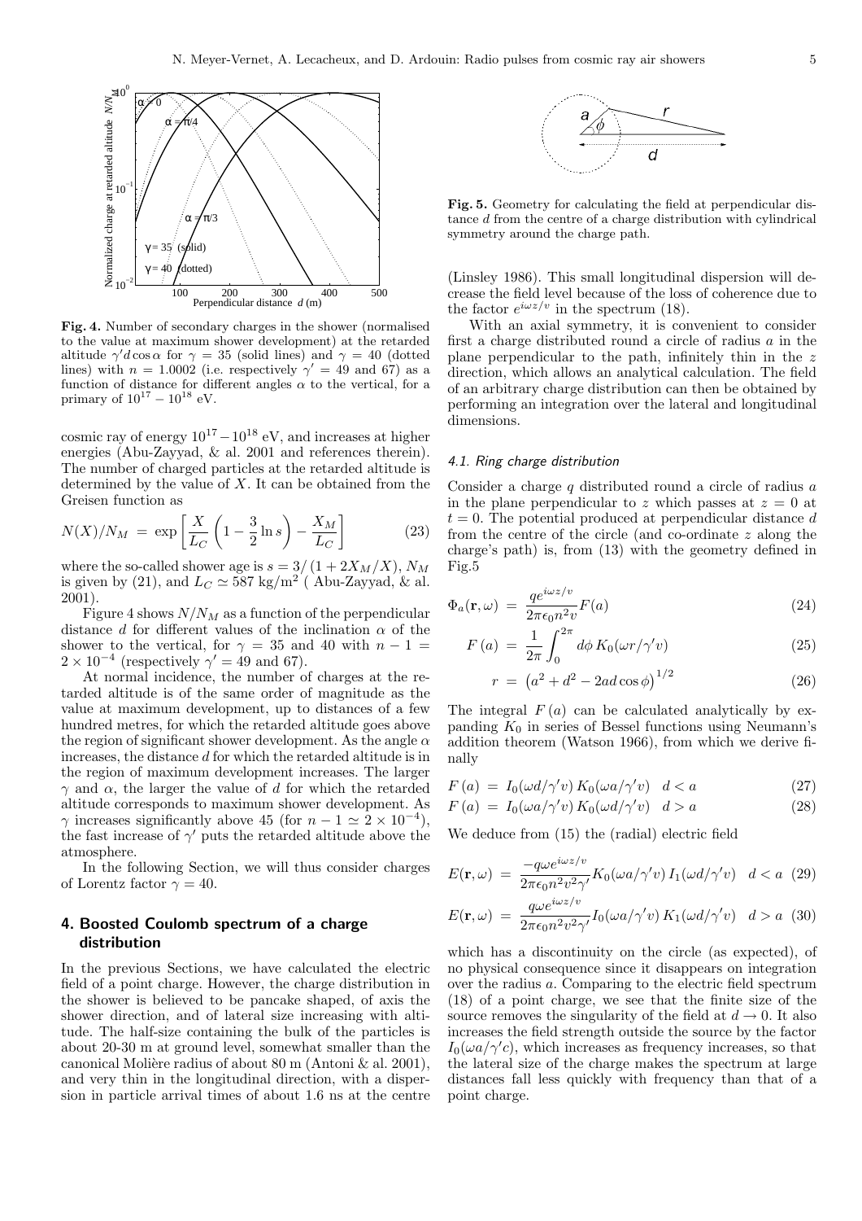**Fig. 4.** Number of secondary charges in the shower (normalised to the value at maximum shower development) at the retarded altitude $\gamma' d \cos\alpha$ for $\gamma = 35$ (solid lines) and $\gamma = 40$ (dotted lines) with $n = 1.0002$ (i.e. respectively $\gamma' = 49$ and 67) as a function of distance for different angles $\alpha$ to the vertical, for a primary of $10^{17} - 10^{18}$ eV.

cosmic ray of energy $10^{17} - 10^{18}$ eV, and increases at higher energies (Abu-Zayyad, & al. 2001 and references therein). The number of charged particles at the retarded altitude is determined by the value of $X$. It can be obtained from the Greisen function as

$$N(X)/N_M = \exp\left[\frac{X}{L_C}\left(1 - \frac{3}{2}\ln s\right) - \frac{X_M}{L_C}\right] \tag{23}$$

where the so-called shower age is $s = 3/\left(1 + 2X_M/X\right)$, $N_M$ is given by (21), and $L_C \simeq 587$ kg/m$^2$ ( Abu-Zayyad, & al. 2001).

Figure 4 shows $N/N_M$ as a function of the perpendicular distance $d$ for different values of the inclination $\alpha$ of the shower to the vertical, for $\gamma = 35$ and 40 with $n - 1 = 2 \times 10^{-4}$ (respectively $\gamma' = 49$ and 67).

At normal incidence, the number of charges at the retarded altitude is of the same order of magnitude as the value at maximum development, up to distances of a few hundred metres, for which the retarded altitude goes above the region of significant shower development. As the angle $\alpha$ increases, the distance $d$ for which the retarded altitude is in the region of maximum development increases. The larger $\gamma$ and $\alpha$, the larger the value of $d$ for which the retarded altitude corresponds to maximum shower development. As $\gamma$ increases significantly above 45 (for $n - 1 \simeq 2 \times 10^{-4}$), the fast increase of $\gamma'$ puts the retarded altitude above the atmosphere.

In the following Section, we will thus consider charges of Lorentz factor $\gamma = 40$.

## 4. Boosted Coulomb spectrum of a charge distribution

In the previous Sections, we have calculated the electric field of a point charge. However, the charge distribution in the shower is believed to be pancake shaped, of axis the shower direction, and of lateral size increasing with altitude. The half-size containing the bulk of the particles is about 20-30 m at ground level, somewhat smaller than the canonical Molière radius of about 80 m (Antoni & al. 2001), and very thin in the longitudinal direction, with a dispersion in particle arrival times of about 1.6 ns at the centre (Linsley 1986). This small longitudinal dispersion will decrease the field level because of the loss of coherence due to the factor $e^{i\omega z/v}$ in the spectrum (18).

**Fig. 5.** Geometry for calculating the field at perpendicular distance $d$ from the centre of a charge distribution with cylindrical symmetry around the charge path.

With an axial symmetry, it is convenient to consider first a charge distributed round a circle of radius $a$ in the plane perpendicular to the path, infinitely thin in the $z$ direction, which allows an analytical calculation. The field of an arbitrary charge distribution can then be obtained by performing an integration over the lateral and longitudinal dimensions.

### 4.1. Ring charge distribution

Consider a charge $q$ distributed round a circle of radius $a$ in the plane perpendicular to $z$ which passes at $z = 0$ at $t = 0$. The potential produced at perpendicular distance $d$ from the centre of the circle (and co-ordinate $z$ along the charge's path) is, from (13) with the geometry defined in Fig.5

$$\Phi_a(\mathbf{r}, \omega) = \frac{q e^{i\omega z/v}}{2\pi\epsilon_0 n^2 v} F(a) \tag{24}$$

$$F(a) = \frac{1}{2\pi}\int_0^{2\pi} d\phi\, K_0(\omega r/\gamma' v) \tag{25}$$

$$r = \left(a^2 + d^2 - 2ad\cos\phi\right)^{1/2} \tag{26}$$

The integral $F(a)$ can be calculated analytically by expanding $K_0$ in series of Bessel functions using Neumann's addition theorem (Watson 1966), from which we derive finally

$$F(a) = I_0(\omega d/\gamma' v)\, K_0(\omega a/\gamma' v) \quad d < a \tag{27}$$

$$F(a) = I_0(\omega a/\gamma' v)\, K_0(\omega d/\gamma' v) \quad d > a \tag{28}$$

We deduce from (15) the (radial) electric field

$$E(\mathbf{r}, \omega) = \frac{-q\omega e^{i\omega z/v}}{2\pi\epsilon_0 n^2 v^2 \gamma'} K_0(\omega a/\gamma' v)\, I_1(\omega d/\gamma' v) \quad d < a \tag{29}$$

$$E(\mathbf{r}, \omega) = \frac{q\omega e^{i\omega z/v}}{2\pi\epsilon_0 n^2 v^2 \gamma'} I_0(\omega a/\gamma' v)\, K_1(\omega d/\gamma' v) \quad d > a \tag{30}$$

which has a discontinuity on the circle (as expected), of no physical consequence since it disappears on integration over the radius $a$. Comparing to the electric field spectrum (18) of a point charge, we see that the finite size of the source removes the singularity of the field at $d \to 0$. It also increases the field strength outside the source by the factor $I_0(\omega a/\gamma' c)$, which increases as frequency increases, so that the lateral size of the charge makes the spectrum at large distances fall less quickly with frequency than that of a point charge.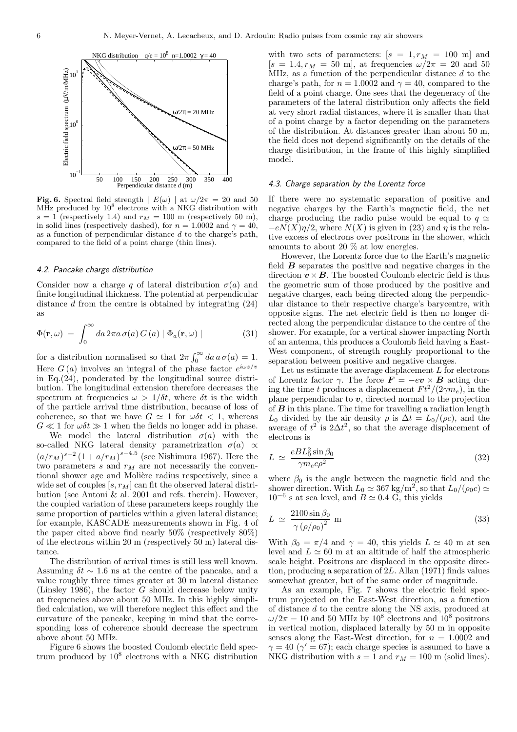**Fig. 6.** Spectral field strength $\mid E(\omega) \mid$ at $\omega/2\pi = 20$ and 50 MHz produced by $10^8$ electrons with a NKG distribution with $s = 1$ (respectively 1.4) and $r_M = 100$ m (respectively 50 m), in solid lines (respectively dashed), for $n = 1.0002$ and $\gamma = 40$, as a function of perpendicular distance $d$ to the charge's path, compared to the field of a point charge (thin lines).

#### 4.2. Pancake charge distribution

Consider now a charge $q$ of lateral distribution $\sigma(a)$ and finite longitudinal thickness. The potential at perpendicular distance $d$ from the centre is obtained by integrating (24) as

$$\Phi(\mathbf{r}, \omega) \; = \; \int_0^\infty da \, 2\pi a \, \sigma(a) \, G\,(a) \mid \Phi_a(\mathbf{r}, \omega) \mid \qquad (31)$$

for a distribution normalised so that $2\pi \int_0^\infty da \, a \, \sigma(a) = 1$. Here $G\,(a)$ involves an integral of the phase factor $e^{i\omega z/v}$ in Eq.(24), ponderated by the longitudinal source distribution. The longitudinal extension therefore decreases the spectrum at frequencies $\omega > 1/\delta t$, where $\delta t$ is the width of the particle arrival time distribution, because of loss of coherence, so that we have $G \simeq 1$ for $\omega \delta t < 1$, whereas $G \ll 1$ for $\omega \delta t \gg 1$ when the fields no longer add in phase.

We model the lateral distribution $\sigma(a)$ with the so-called NKG lateral density parametrization $\sigma(a) \propto (a/r_M)^{s-2} (1 + a/r_M)^{s-4.5}$ (see Nishimura 1967). Here the two parameters $s$ and $r_M$ are not necessarily the conventional shower age and Molière radius respectively, since a wide set of couples $[s, r_M]$ can fit the observed lateral distribution (see Antoni & al. 2001 and refs. therein). However, the coupled variation of these parameters keeps roughly the same proportion of particles within a given lateral distance; for example, KASCADE measurements shown in Fig. 4 of the paper cited above find nearly 50% (respectively 80%) of the electrons within 20 m (respectively 50 m) lateral distance.

The distribution of arrival times is still less well known. Assuming $\delta t \sim 1.6$ ns at the centre of the pancake, and a value roughly three times greater at 30 m lateral distance (Linsley 1986), the factor $G$ should decrease below unity at frequencies above about 50 MHz. In this highly simplified calculation, we will therefore neglect this effect and the curvature of the pancake, keeping in mind that the corresponding loss of coherence should decrease the spectrum above about 50 MHz.

Figure 6 shows the boosted Coulomb electric field spectrum produced by $10^8$ electrons with a NKG distribution with two sets of parameters: $[s = 1, r_M = 100$ m$]$ and $[s = 1.4, r_M = 50$ m$]$, at frequencies $\omega/2\pi = 20$ and 50 MHz, as a function of the perpendicular distance $d$ to the charge's path, for $n = 1.0002$ and $\gamma = 40$, compared to the field of a point charge. One sees that the degeneracy of the parameters of the lateral distribution only affects the field at very short radial distances, where it is smaller than that of a point charge by a factor depending on the parameters of the distribution. At distances greater than about 50 m, the field does not depend significantly on the details of the charge distribution, in the frame of this highly simplified model.

#### 4.3. Charge separation by the Lorentz force

If there were no systematic separation of positive and negative charges by the Earth's magnetic field, the net charge producing the radio pulse would be equal to $q \simeq -eN(X)\eta/2$, where $N(X)$ is given in (23) and $\eta$ is the relative excess of electrons over positrons in the shower, which amounts to about 20 % at low energies.

However, the Lorentz force due to the Earth's magnetic field $\boldsymbol{B}$ separates the positive and negative charges in the direction $\boldsymbol{v} \times \boldsymbol{B}$. The boosted Coulomb electric field is thus the geometric sum of those produced by the positive and negative charges, each being directed along the perpendicular distance to their respective charge's barycentre, with opposite signs. The net electric field is then no longer directed along the perpendicular distance to the centre of the shower. For example, for a vertical shower impacting North of an antenna, this produces a Coulomb field having a East-West component, of strength roughly proportional to the separation between positive and negative charges.

Let us estimate the average displacement $L$ for electrons of Lorentz factor $\gamma$. The force $\boldsymbol{F} = -e\boldsymbol{v} \times \boldsymbol{B}$ acting during the time $t$ produces a displacement $Ft^2/(2\gamma m_e)$, in the plane perpendicular to $\boldsymbol{v}$, directed normal to the projection of $\boldsymbol{B}$ in this plane. The time for travelling a radiation length $L_0$ divided by the air density $\rho$ is $\Delta t = L_0/(\rho c)$, and the average of $t^2$ is $2\Delta t^2$, so that the average displacement of electrons is

$$L \; \simeq \; \frac{eBL_0^2 \sin\beta_0}{\gamma m_e c \rho^2} \qquad (32)$$

where $\beta_0$ is the angle between the magnetic field and the shower direction. With $L_0 \simeq 367$ kg/m$^2$, so that $L_0/(\rho_0 c) \simeq 10^{-6}$ s at sea level, and $B \simeq 0.4$ G, this yields

$$L \; \simeq \; \frac{2100 \sin\beta_0}{\gamma \, (\rho/\rho_0)^2} \text{ m} \qquad (33)$$

With $\beta_0 = \pi/4$ and $\gamma = 40$, this yields $L \simeq 40$ m at sea level and $L \simeq 60$ m at an altitude of half the atmospheric scale height. Positrons are displaced in the opposite direction, producing a separation of $2L$. Allan (1971) finds values somewhat greater, but of the same order of magnitude.

As an example, Fig. 7 shows the electric field spectrum projected on the East-West direction, as a function of distance $d$ to the centre along the NS axis, produced at $\omega/2\pi = 10$ and 50 MHz by $10^8$ electrons and $10^8$ positrons in vertical motion, displaced laterally by 50 m in opposite senses along the East-West direction, for $n = 1.0002$ and $\gamma = 40$ ($\gamma' = 67$); each charge species is assumed to have a NKG distribution with $s = 1$ and $r_M = 100$ m (solid lines).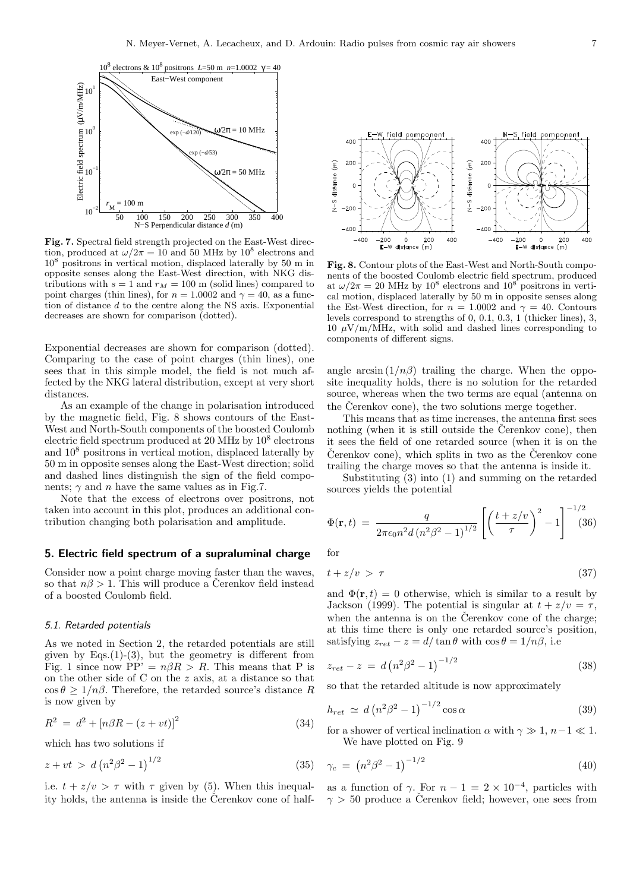**Fig. 7.** Spectral field strength projected on the East-West direction, produced at $\omega/2\pi = 10$ and 50 MHz by $10^8$ electrons and $10^8$ positrons in vertical motion, displaced laterally by 50 m in opposite senses along the East-West direction, with NKG distributions with $s = 1$ and $r_M = 100$ m (solid lines) compared to point charges (thin lines), for $n = 1.0002$ and $\gamma = 40$, as a function of distance $d$ to the centre along the NS axis. Exponential decreases are shown for comparison (dotted).

Exponential decreases are shown for comparison (dotted). Comparing to the case of point charges (thin lines), one sees that in this simple model, the field is not much affected by the NKG lateral distribution, except at very short distances.

As an example of the change in polarisation introduced by the magnetic field, Fig. 8 shows contours of the East-West and North-South components of the boosted Coulomb electric field spectrum produced at 20 MHz by $10^8$ electrons and $10^8$ positrons in vertical motion, displaced laterally by 50 m in opposite senses along the East-West direction; solid and dashed lines distinguish the sign of the field components; $\gamma$ and $n$ have the same values as in Fig.7.

Note that the excess of electrons over positrons, not taken into account in this plot, produces an additional contribution changing both polarisation and amplitude.

**Fig. 8.** Contour plots of the East-West and North-South components of the boosted Coulomb electric field spectrum, produced at $\omega/2\pi = 20$ MHz by $10^8$ electrons and $10^8$ positrons in vertical motion, displaced laterally by 50 m in opposite senses along the Est-West direction, for $n = 1.0002$ and $\gamma = 40$. Contours levels correspond to strengths of 0, 0.1, 0.3, 1 (thicker lines), 3, 10 $\mu$V/m/MHz, with solid and dashed lines corresponding to components of different signs.

## 5. Electric field spectrum of a supraluminal charge

Consider now a point charge moving faster than the waves, so that $n\beta > 1$. This will produce a Čerenkov field instead of a boosted Coulomb field.

### 5.1. Retarded potentials

As we noted in Section 2, the retarded potentials are still given by Eqs.(1)-(3), but the geometry is different from Fig. 1 since now PP' $= n\beta R > R$. This means that P is on the other side of C on the $z$ axis, at a distance so that $\cos\theta \geq 1/n\beta$. Therefore, the retarded source's distance $R$ is now given by

$$R^2 = d^2 + \left[n\beta R - (z + vt)\right]^2 \tag{34}$$

which has two solutions if

$$z + vt > d\left(n^2\beta^2 - 1\right)^{1/2} \tag{35}$$

i.e. $t + z/v > \tau$ with $\tau$ given by (5). When this inequality holds, the antenna is inside the Čerenkov cone of half-angle $\arcsin(1/n\beta)$ trailing the charge. When the opposite inequality holds, there is no solution for the retarded source, whereas when the two terms are equal (antenna on the Čerenkov cone), the two solutions merge together.

This means that as time increases, the antenna first sees nothing (when it is still outside the Čerenkov cone), then it sees the field of one retarded source (when it is on the Čerenkov cone), which splits in two as the Čerenkov cone trailing the charge moves so that the antenna is inside it.

Substituting (3) into (1) and summing on the retarded sources yields the potential

$$\Phi(\mathbf{r}, t) = \frac{q}{2\pi\epsilon_0 n^2 d\left(n^2\beta^2 - 1\right)^{1/2}}\left[\left(\frac{t + z/v}{\tau}\right)^2 - 1\right]^{-1/2} \tag{36}$$

for

$$t + z/v > \tau \tag{37}$$

and $\Phi(\mathbf{r}, t) = 0$ otherwise, which is similar to a result by Jackson (1999). The potential is singular at $t + z/v = \tau$, when the antenna is on the Čerenkov cone of the charge; at this time there is only one retarded source's position, satisfying $z_{ret} - z = d/\tan\theta$ with $\cos\theta = 1/n\beta$, i.e

$$z_{ret} - z = d\left(n^2\beta^2 - 1\right)^{-1/2} \tag{38}$$

so that the retarded altitude is now approximately

$$h_{ret} \simeq d\left(n^2\beta^2 - 1\right)^{-1/2}\cos\alpha \tag{39}$$

for a shower of vertical inclination $\alpha$ with $\gamma \gg 1$, $n - 1 \ll 1$.

We have plotted on Fig. 9

$$\gamma_c = \left(n^2\beta^2 - 1\right)^{-1/2} \tag{40}$$

as a function of $\gamma$. For $n - 1 = 2 \times 10^{-4}$, particles with $\gamma > 50$ produce a Čerenkov field; however, one sees from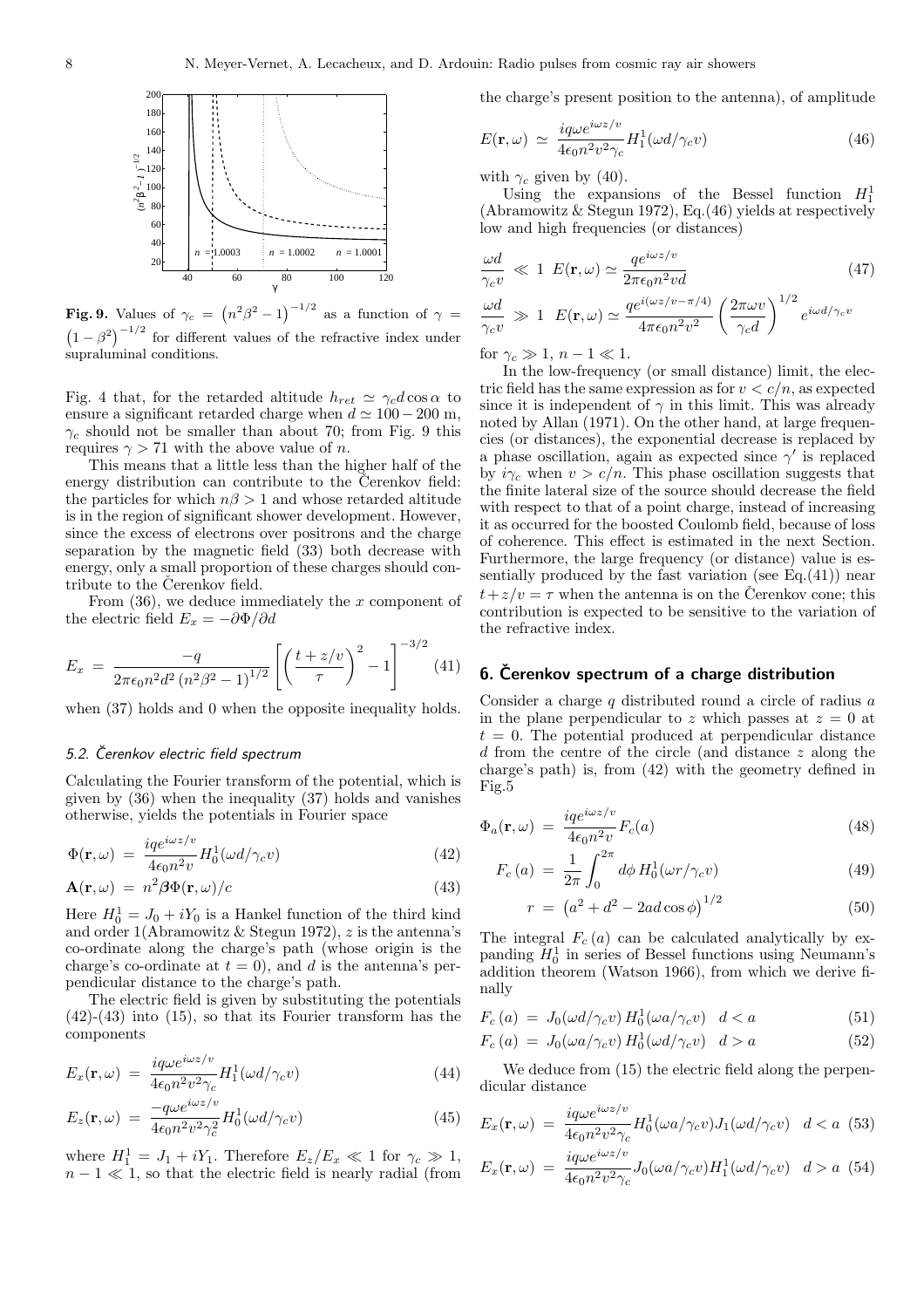**Fig. 9.** Values of $\gamma_c = \left(n^2\beta^2 - 1\right)^{-1/2}$ as a function of $\gamma = \left(1-\beta^2\right)^{-1/2}$ for different values of the refractive index under supraluminal conditions.

Fig. 4 that, for the retarded altitude $h_{ret} \simeq \gamma_c d \cos\alpha$ to ensure a significant retarded charge when $d \simeq 100-200$ m, $\gamma_c$ should not be smaller than about 70; from Fig. 9 this requires $\gamma > 71$ with the above value of $n$.

This means that a little less than the higher half of the energy distribution can contribute to the Čerenkov field: the particles for which $n\beta > 1$ and whose retarded altitude is in the region of significant shower development. However, since the excess of electrons over positrons and the charge separation by the magnetic field (33) both decrease with energy, only a small proportion of these charges should contribute to the Čerenkov field.

From (36), we deduce immediately the $x$ component of the electric field $E_x = -\partial\Phi/\partial d$

$$E_x \;=\; \frac{-q}{2\pi\epsilon_0 n^2 d^2 \left(n^2\beta^2-1\right)^{1/2}} \left[\left(\frac{t+z/v}{\tau}\right)^2 - 1\right]^{-3/2} \quad (41)$$

when (37) holds and 0 when the opposite inequality holds.

### 5.2. Čerenkov electric field spectrum

Calculating the Fourier transform of the potential, which is given by (36) when the inequality (37) holds and vanishes otherwise, yields the potentials in Fourier space

$$\Phi(\mathbf{r},\omega) \;=\; \frac{iqe^{i\omega z/v}}{4\epsilon_0 n^2 v} H_0^1(\omega d/\gamma_c v) \quad (42)$$

$$\mathbf{A}(\mathbf{r},\omega) \;=\; n^2 \boldsymbol{\beta}\Phi(\mathbf{r},\omega)/c \quad (43)$$

Here $H_0^1 = J_0 + iY_0$ is a Hankel function of the third kind and order 1(Abramowitz & Stegun 1972), $z$ is the antenna's co-ordinate along the charge's path (whose origin is the charge's co-ordinate at $t = 0$), and $d$ is the antenna's perpendicular distance to the charge's path.

The electric field is given by substituting the potentials (42)-(43) into (15), so that its Fourier transform has the components

$$E_x(\mathbf{r},\omega) \;=\; \frac{iq\omega e^{i\omega z/v}}{4\epsilon_0 n^2 v^2 \gamma_c} H_1^1(\omega d/\gamma_c v) \quad (44)$$

$$E_z(\mathbf{r},\omega) \;=\; \frac{-q\omega e^{i\omega z/v}}{4\epsilon_0 n^2 v^2 \gamma_c^2} H_0^1(\omega d/\gamma_c v) \quad (45)$$

where $H_1^1 = J_1 + iY_1$. Therefore $E_z/E_x \ll 1$ for $\gamma_c \gg 1$, $n - 1 \ll 1$, so that the electric field is nearly radial (from the charge's present position to the antenna), of amplitude

$$E(\mathbf{r},\omega) \;\simeq\; \frac{iq\omega e^{i\omega z/v}}{4\epsilon_0 n^2 v^2 \gamma_c} H_1^1(\omega d/\gamma_c v) \quad (46)$$

with $\gamma_c$ given by (40).

Using the expansions of the Bessel function $H_1^1$ (Abramowitz & Stegun 1972), Eq.(46) yields at respectively low and high frequencies (or distances)

$$\frac{\omega d}{\gamma_c v} \;\ll\; 1 \;\; E(\mathbf{r},\omega) \simeq \frac{qe^{i\omega z/v}}{2\pi\epsilon_0 n^2 v d} \quad (47)$$

$$\frac{\omega d}{\gamma_c v} \;\gg\; 1 \;\; E(\mathbf{r},\omega) \simeq \frac{qe^{i(\omega z/v - \pi/4)}}{4\pi\epsilon_0 n^2 v^2}\left(\frac{2\pi\omega v}{\gamma_c d}\right)^{1/2} e^{i\omega d/\gamma_c v}$$

for $\gamma_c \gg 1$, $n - 1 \ll 1$.

In the low-frequency (or small distance) limit, the electric field has the same expression as for $v < c/n$, as expected since it is independent of $\gamma$ in this limit. This was already noted by Allan (1971). On the other hand, at large frequencies (or distances), the exponential decrease is replaced by a phase oscillation, again as expected since $\gamma'$ is replaced by $i\gamma_c$ when $v > c/n$. This phase oscillation suggests that the finite lateral size of the source should decrease the field with respect to that of a point charge, instead of increasing it as occurred for the boosted Coulomb field, because of loss of coherence. This effect is estimated in the next Section. Furthermore, the large frequency (or distance) value is essentially produced by the fast variation (see Eq.(41)) near $t + z/v = \tau$ when the antenna is on the Čerenkov cone; this contribution is expected to be sensitive to the variation of the refractive index.

## 6. Čerenkov spectrum of a charge distribution

Consider a charge $q$ distributed round a circle of radius $a$ in the plane perpendicular to $z$ which passes at $z = 0$ at $t = 0$. The potential produced at perpendicular distance $d$ from the centre of the circle (and distance $z$ along the charge's path) is, from (42) with the geometry defined in Fig.5

$$\Phi_a(\mathbf{r},\omega) \;=\; \frac{iqe^{i\omega z/v}}{4\epsilon_0 n^2 v} F_c(a) \quad (48)$$

$$F_c(a) \;=\; \frac{1}{2\pi}\int_0^{2\pi} d\phi\, H_0^1(\omega r/\gamma_c v) \quad (49)$$

$$r \;=\; \left(a^2 + d^2 - 2ad\cos\phi\right)^{1/2} \quad (50)$$

The integral $F_c(a)$ can be calculated analytically by expanding $H_0^1$ in series of Bessel functions using Neumann's addition theorem (Watson 1966), from which we derive finally

$$F_c(a) \;=\; J_0(\omega d/\gamma_c v)\, H_0^1(\omega a/\gamma_c v) \quad d < a \quad (51)$$

$$F_c(a) \;=\; J_0(\omega a/\gamma_c v)\, H_0^1(\omega d/\gamma_c v) \quad d > a \quad (52)$$

We deduce from (15) the electric field along the perpendicular distance

$$E_x(\mathbf{r},\omega) \;=\; \frac{iq\omega e^{i\omega z/v}}{4\epsilon_0 n^2 v^2 \gamma_c} H_0^1(\omega a/\gamma_c v) J_1(\omega d/\gamma_c v) \quad d < a \quad (53)$$

$$E_x(\mathbf{r},\omega) \;=\; \frac{iq\omega e^{i\omega z/v}}{4\epsilon_0 n^2 v^2 \gamma_c} J_0(\omega a/\gamma_c v) H_1^1(\omega d/\gamma_c v) \quad d > a \quad (54)$$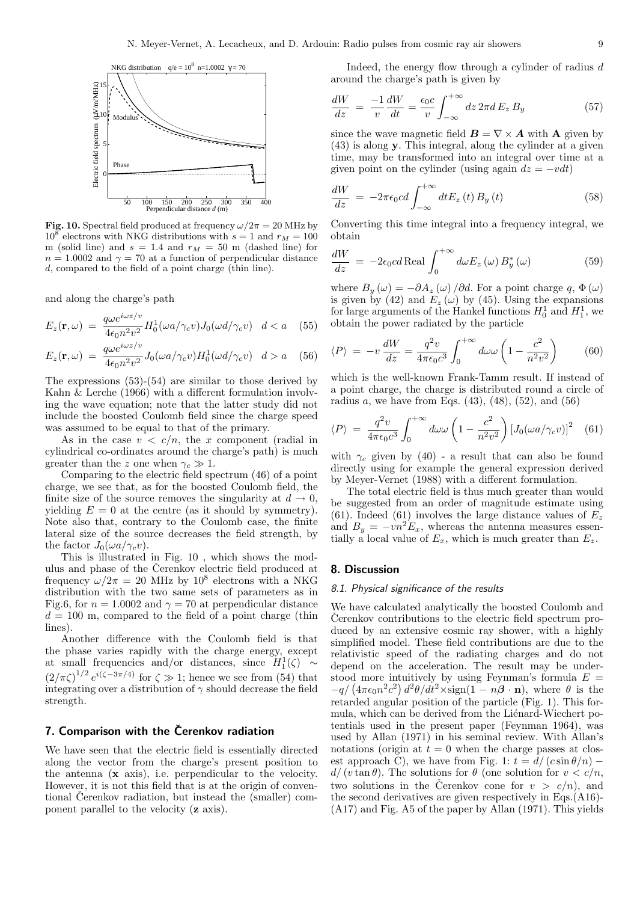**Fig. 10.** Spectral field produced at frequency $\omega/2\pi = 20$ MHz by $10^8$ electrons with NKG distributions with $s = 1$ and $r_M = 100$ m (solid line) and $s = 1.4$ and $r_M = 50$ m (dashed line) for $n = 1.0002$ and $\gamma = 70$ at a function of perpendicular distance $d$, compared to the field of a point charge (thin line).

and along the charge's path

$$E_z(\mathbf{r}, \omega) = \frac{q\omega e^{i\omega z/v}}{4\epsilon_0 n^2 v^2} H_0^1(\omega a/\gamma_c v) J_0(\omega d/\gamma_c v) \quad d < a \tag{55}$$

$$E_z(\mathbf{r}, \omega) = \frac{q\omega e^{i\omega z/v}}{4\epsilon_0 n^2 v^2} J_0(\omega a/\gamma_c v) H_0^1(\omega d/\gamma_c v) \quad d > a \tag{56}$$

The expressions (53)-(54) are similar to those derived by Kahn & Lerche (1966) with a different formulation involving the wave equation; note that the latter study did not include the boosted Coulomb field since the charge speed was assumed to be equal to that of the primary.

As in the case $v < c/n$, the $x$ component (radial in cylindrical co-ordinates around the charge's path) is much greater than the $z$ one when $\gamma_c \gg 1$.

Comparing to the electric field spectrum (46) of a point charge, we see that, as for the boosted Coulomb field, the finite size of the source removes the singularity at $d \to 0$, yielding $E = 0$ at the centre (as it should by symmetry). Note also that, contrary to the Coulomb case, the finite lateral size of the source decreases the field strength, by the factor $J_0(\omega a/\gamma_c v)$.

This is illustrated in Fig. 10 , which shows the modulus and phase of the Čerenkov electric field produced at frequency $\omega/2\pi = 20$ MHz by $10^8$ electrons with a NKG distribution with the two same sets of parameters as in Fig.6, for $n = 1.0002$ and $\gamma = 70$ at perpendicular distance $d = 100$ m, compared to the field of a point charge (thin lines).

Another difference with the Coulomb field is that the phase varies rapidly with the charge energy, except at small frequencies and/or distances, since $H_1^1(\zeta) \sim (2/\pi\zeta)^{1/2} e^{i(\zeta - 3\pi/4)}$ for $\zeta \gg 1$; hence we see from (54) that integrating over a distribution of $\gamma$ should decrease the field strength.

## 7. Comparison with the Čerenkov radiation

We have seen that the electric field is essentially directed along the vector from the charge's present position to the antenna (**x** axis), i.e. perpendicular to the velocity. However, it is not this field that is at the origin of conventional Čerenkov radiation, but instead the (smaller) component parallel to the velocity (**z** axis).

Indeed, the energy flow through a cylinder of radius $d$ around the charge's path is given by

$$\frac{dW}{dz} = \frac{-1}{v}\frac{dW}{dt} = \frac{\epsilon_0 c}{v}\int_{-\infty}^{+\infty} dz\, 2\pi d\, E_z\, B_y \tag{57}$$

since the wave magnetic field $\boldsymbol{B} = \nabla \times \boldsymbol{A}$ with $\mathbf{A}$ given by (43) is along $\mathbf{y}$. This integral, along the cylinder at a given time, may be transformed into an integral over time at a given point on the cylinder (using again $dz = -vdt$)

$$\frac{dW}{dz} = -2\pi\epsilon_0 cd \int_{-\infty}^{+\infty} dt E_z(t)\, B_y(t) \tag{58}$$

Converting this time integral into a frequency integral, we obtain

$$\frac{dW}{dz} = -2\epsilon_0 cd\, \mathrm{Real} \int_0^{+\infty} d\omega E_z(\omega)\, B_y^*(\omega) \tag{59}$$

where $B_y(\omega) = -\partial A_z(\omega)/\partial d$. For a point charge $q$, $\Phi(\omega)$ is given by (42) and $E_z(\omega)$ by (45). Using the expansions for large arguments of the Hankel functions $H_0^1$ and $H_1^1$, we obtain the power radiated by the particle

$$\langle P \rangle = -v\frac{dW}{dz} = \frac{q^2 v}{4\pi\epsilon_0 c^3}\int_0^{+\infty} d\omega\omega\left(1 - \frac{c^2}{n^2 v^2}\right) \tag{60}$$

which is the well-known Frank-Tamm result. If instead of a point charge, the charge is distributed round a circle of radius $a$, we have from Eqs. (43), (48), (52), and (56)

$$\langle P \rangle = \frac{q^2 v}{4\pi\epsilon_0 c^3}\int_0^{+\infty} d\omega\omega\left(1 - \frac{c^2}{n^2 v^2}\right)[J_0(\omega a/\gamma_c v)]^2 \tag{61}$$

with $\gamma_c$ given by (40) - a result that can also be found directly using for example the general expression derived by Meyer-Vernet (1988) with a different formulation.

The total electric field is thus much greater than would be suggested from an order of magnitude estimate using (61). Indeed (61) involves the large distance values of $E_z$ and $B_y = -vn^2 E_x$, whereas the antenna measures essentially a local value of $E_x$, which is much greater than $E_z$.

## 8. Discussion

### 8.1. Physical significance of the results

We have calculated analytically the boosted Coulomb and Čerenkov contributions to the electric field spectrum produced by an extensive cosmic ray shower, with a highly simplified model. These field contributions are due to the relativistic speed of the radiating charges and do not depend on the acceleration. The result may be understood more intuitively by using Feynman's formula $E = -q/\left(4\pi\epsilon_0 n^2 c^2\right) d^2\theta/dt^2 \times \mathrm{sign}(1 - n\boldsymbol{\beta}\cdot\mathbf{n})$, where $\theta$ is the retarded angular position of the particle (Fig. 1). This formula, which can be derived from the Liénard-Wiechert potentials used in the present paper (Feynman 1964), was used by Allan (1971) in his seminal review. With Allan's notations (origin at $t = 0$ when the charge passes at closest approach C), we have from Fig. 1: $t = d/(c\sin\theta/n) - d/(v\tan\theta)$. The solutions for $\theta$ (one solution for $v < c/n$, two solutions in the Čerenkov cone for $v > c/n$), and the second derivatives are given respectively in Eqs.(A16)-(A17) and Fig. A5 of the paper by Allan (1971). This yields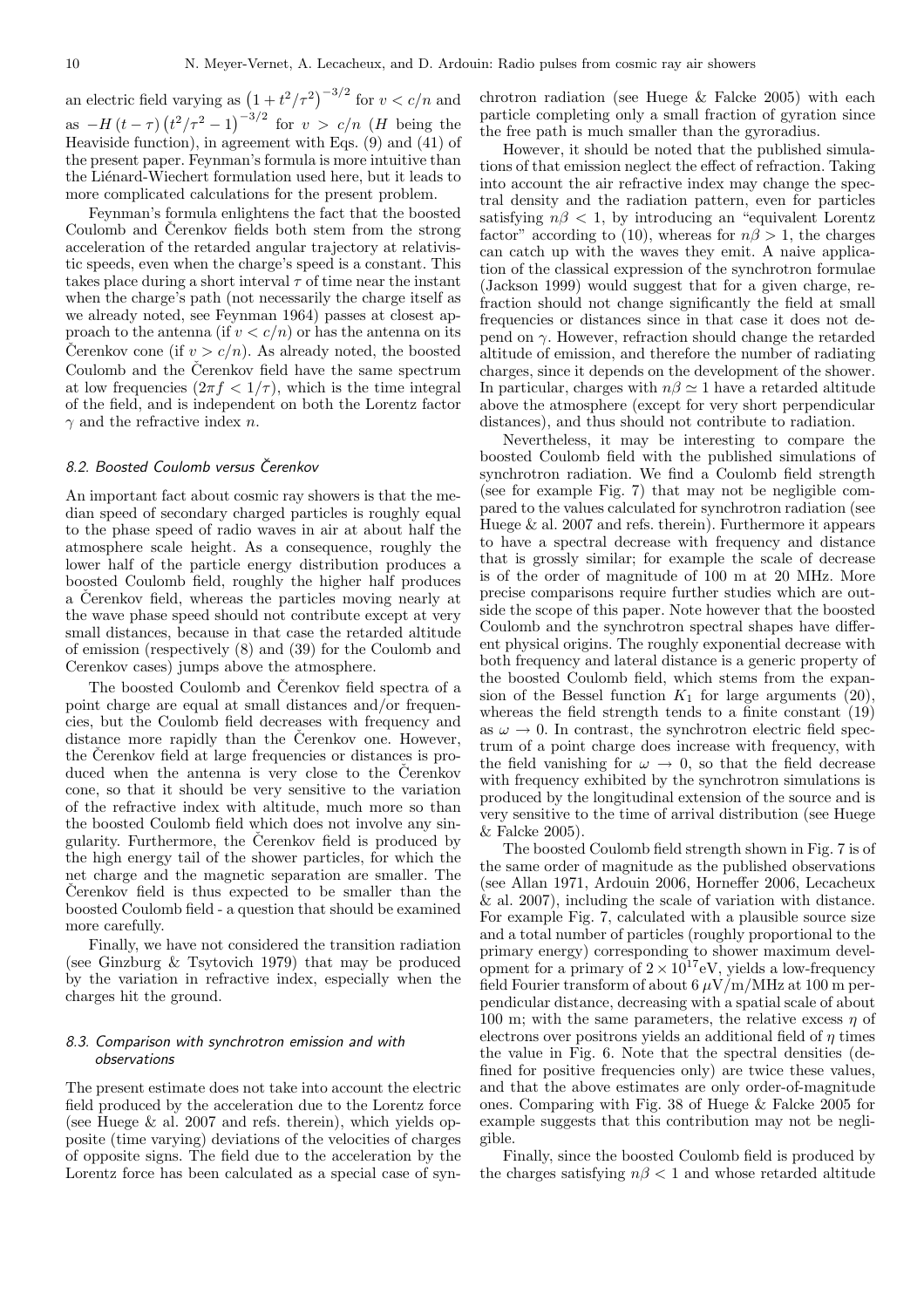an electric field varying as $\left(1+t^2/\tau^2\right)^{-3/2}$ for $v < c/n$ and as $-H\left(t-\tau\right)\left(t^2/\tau^2-1\right)^{-3/2}$ for $v > c/n$ ($H$ being the Heaviside function), in agreement with Eqs. (9) and (41) of the present paper. Feynman's formula is more intuitive than the Liénard-Wiechert formulation used here, but it leads to more complicated calculations for the present problem.

Feynman's formula enlightens the fact that the boosted Coulomb and Čerenkov fields both stem from the strong acceleration of the retarded angular trajectory at relativistic speeds, even when the charge's speed is a constant. This takes place during a short interval $\tau$ of time near the instant when the charge's path (not necessarily the charge itself as we already noted, see Feynman 1964) passes at closest approach to the antenna (if $v < c/n$) or has the antenna on its Čerenkov cone (if $v > c/n$). As already noted, the boosted Coulomb and the Čerenkov field have the same spectrum at low frequencies ($2\pi f < 1/\tau$), which is the time integral of the field, and is independent on both the Lorentz factor $\gamma$ and the refractive index $n$.

### 8.2. Boosted Coulomb versus Čerenkov

An important fact about cosmic ray showers is that the median speed of secondary charged particles is roughly equal to the phase speed of radio waves in air at about half the atmosphere scale height. As a consequence, roughly the lower half of the particle energy distribution produces a boosted Coulomb field, roughly the higher half produces a Čerenkov field, whereas the particles moving nearly at the wave phase speed should not contribute except at very small distances, because in that case the retarded altitude of emission (respectively (8) and (39) for the Coulomb and Cerenkov cases) jumps above the atmosphere.

The boosted Coulomb and Čerenkov field spectra of a point charge are equal at small distances and/or frequencies, but the Coulomb field decreases with frequency and distance more rapidly than the Čerenkov one. However, the Čerenkov field at large frequencies or distances is produced when the antenna is very close to the Čerenkov cone, so that it should be very sensitive to the variation of the refractive index with altitude, much more so than the boosted Coulomb field which does not involve any singularity. Furthermore, the Čerenkov field is produced by the high energy tail of the shower particles, for which the net charge and the magnetic separation are smaller. The Čerenkov field is thus expected to be smaller than the boosted Coulomb field - a question that should be examined more carefully.

Finally, we have not considered the transition radiation (see Ginzburg & Tsytovich 1979) that may be produced by the variation in refractive index, especially when the charges hit the ground.

### 8.3. Comparison with synchrotron emission and with observations

The present estimate does not take into account the electric field produced by the acceleration due to the Lorentz force (see Huege & al. 2007 and refs. therein), which yields opposite (time varying) deviations of the velocities of charges of opposite signs. The field due to the acceleration by the Lorentz force has been calculated as a special case of synchrotron radiation (see Huege & Falcke 2005) with each particle completing only a small fraction of gyration since the free path is much smaller than the gyroradius.

However, it should be noted that the published simulations of that emission neglect the effect of refraction. Taking into account the air refractive index may change the spectral density and the radiation pattern, even for particles satisfying $n\beta < 1$, by introducing an "equivalent Lorentz factor" according to (10), whereas for $n\beta > 1$, the charges can catch up with the waves they emit. A naive application of the classical expression of the synchrotron formulae (Jackson 1999) would suggest that for a given charge, refraction should not change significantly the field at small frequencies or distances since in that case it does not depend on $\gamma$. However, refraction should change the retarded altitude of emission, and therefore the number of radiating charges, since it depends on the development of the shower. In particular, charges with $n\beta \simeq 1$ have a retarded altitude above the atmosphere (except for very short perpendicular distances), and thus should not contribute to radiation.

Nevertheless, it may be interesting to compare the boosted Coulomb field with the published simulations of synchrotron radiation. We find a Coulomb field strength (see for example Fig. 7) that may not be negligible compared to the values calculated for synchrotron radiation (see Huege & al. 2007 and refs. therein). Furthermore it appears to have a spectral decrease with frequency and distance that is grossly similar; for example the scale of decrease is of the order of magnitude of 100 m at 20 MHz. More precise comparisons require further studies which are outside the scope of this paper. Note however that the boosted Coulomb and the synchrotron spectral shapes have different physical origins. The roughly exponential decrease with both frequency and lateral distance is a generic property of the boosted Coulomb field, which stems from the expansion of the Bessel function $K_1$ for large arguments (20), whereas the field strength tends to a finite constant (19) as $\omega \to 0$. In contrast, the synchrotron electric field spectrum of a point charge does increase with frequency, with the field vanishing for $\omega \to 0$, so that the field decrease with frequency exhibited by the synchrotron simulations is produced by the longitudinal extension of the source and is very sensitive to the time of arrival distribution (see Huege & Falcke 2005).

The boosted Coulomb field strength shown in Fig. 7 is of the same order of magnitude as the published observations (see Allan 1971, Ardouin 2006, Horneffer 2006, Lecacheux & al. 2007), including the scale of variation with distance. For example Fig. 7, calculated with a plausible source size and a total number of particles (roughly proportional to the primary energy) corresponding to shower maximum development for a primary of $2 \times 10^{17}$eV, yields a low-frequency field Fourier transform of about 6 $\mu$V/m/MHz at 100 m perpendicular distance, decreasing with a spatial scale of about 100 m; with the same parameters, the relative excess $\eta$ of electrons over positrons yields an additional field of $\eta$ times the value in Fig. 6. Note that the spectral densities (defined for positive frequencies only) are twice these values, and that the above estimates are only order-of-magnitude ones. Comparing with Fig. 38 of Huege & Falcke 2005 for example suggests that this contribution may not be negligible.

Finally, since the boosted Coulomb field is produced by the charges satisfying $n\beta < 1$ and whose retarded altitude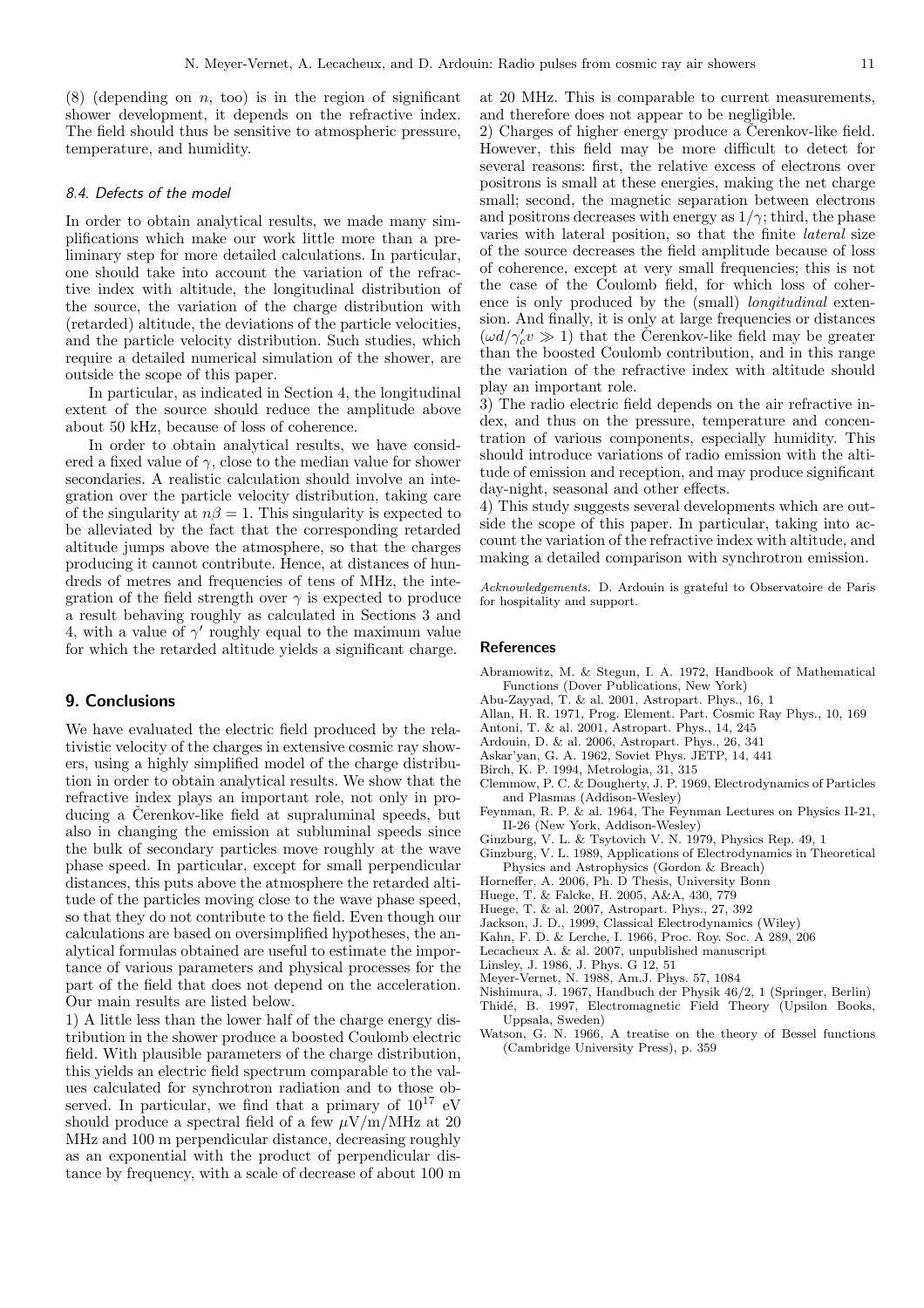(8) (depending on $n$, too) is in the region of significant shower development, it depends on the refractive index. The field should thus be sensitive to atmospheric pressure, temperature, and humidity.

### 8.4. Defects of the model

In order to obtain analytical results, we made many simplifications which make our work little more than a preliminary step for more detailed calculations. In particular, one should take into account the variation of the refractive index with altitude, the longitudinal distribution of the source, the variation of the charge distribution with (retarded) altitude, the deviations of the particle velocities, and the particle velocity distribution. Such studies, which require a detailed numerical simulation of the shower, are outside the scope of this paper.

In particular, as indicated in Section 4, the longitudinal extent of the source should reduce the amplitude above about 50 kHz, because of loss of coherence.

In order to obtain analytical results, we have considered a fixed value of $\gamma$, close to the median value for shower secondaries. A realistic calculation should involve an integration over the particle velocity distribution, taking care of the singularity at $n\beta = 1$. This singularity is expected to be alleviated by the fact that the corresponding retarded altitude jumps above the atmosphere, so that the charges producing it cannot contribute. Hence, at distances of hundreds of metres and frequencies of tens of MHz, the integration of the field strength over $\gamma$ is expected to produce a result behaving roughly as calculated in Sections 3 and 4, with a value of $\gamma'$ roughly equal to the maximum value for which the retarded altitude yields a significant charge.

## 9. Conclusions

We have evaluated the electric field produced by the relativistic velocity of the charges in extensive cosmic ray showers, using a highly simplified model of the charge distribution in order to obtain analytical results. We show that the refractive index plays an important role, not only in producing a Čerenkov-like field at supraluminal speeds, but also in changing the emission at subluminal speeds since the bulk of secondary particles move roughly at the wave phase speed. In particular, except for small perpendicular distances, this puts above the atmosphere the retarded altitude of the particles moving close to the wave phase speed, so that they do not contribute to the field. Even though our calculations are based on oversimplified hypotheses, the analytical formulas obtained are useful to estimate the importance of various parameters and physical processes for the part of the field that does not depend on the acceleration. Our main results are listed below.

1) A little less than the lower half of the charge energy distribution in the shower produce a boosted Coulomb electric field. With plausible parameters of the charge distribution, this yields an electric field spectrum comparable to the values calculated for synchrotron radiation and to those observed. In particular, we find that a primary of $10^{17}$ eV should produce a spectral field of a few $\mu$V/m/MHz at 20 MHz and 100 m perpendicular distance, decreasing roughly as an exponential with the product of perpendicular distance by frequency, with a scale of decrease of about 100 m at 20 MHz. This is comparable to current measurements, and therefore does not appear to be negligible.

2) Charges of higher energy produce a Čerenkov-like field. However, this field may be more difficult to detect for several reasons: first, the relative excess of electrons over positrons is small at these energies, making the net charge small; second, the magnetic separation between electrons and positrons decreases with energy as $1/\gamma$; third, the phase varies with lateral position, so that the finite *lateral* size of the source decreases the field amplitude because of loss of coherence, except at very small frequencies; this is not the case of the Coulomb field, for which loss of coherence is only produced by the (small) *longitudinal* extension. And finally, it is only at large frequencies or distances ($\omega d/\gamma_c' v \gg 1$) that the Čerenkov-like field may be greater than the boosted Coulomb contribution, and in this range the variation of the refractive index with altitude should play an important role.

3) The radio electric field depends on the air refractive index, and thus on the pressure, temperature and concentration of various components, especially humidity. This should introduce variations of radio emission with the altitude of emission and reception, and may produce significant day-night, seasonal and other effects.

4) This study suggests several developments which are outside the scope of this paper. In particular, taking into account the variation of the refractive index with altitude, and making a detailed comparison with synchrotron emission.

*Acknowledgements.* D. Ardouin is grateful to Observatoire de Paris for hospitality and support.

## References

- Abramowitz, M. & Stegun, I. A. 1972, Handbook of Mathematical Functions (Dover Publications, New York)
- Abu-Zayyad, T. & al. 2001, Astropart. Phys., 16, 1
- Allan, H. R. 1971, Prog. Element. Part. Cosmic Ray Phys., 10, 169
- Antoni, T. & al. 2001, Astropart. Phys., 14, 245
- Ardouin, D. & al. 2006, Astropart. Phys., 26, 341
- Askar'yan, G. A. 1962, Soviet Phys. JETP, 14, 441
- Birch, K. P. 1994, Metrologia, 31, 315
- Clemmow, P. C. & Dougherty, J. P. 1969, Electrodynamics of Particles and Plasmas (Addison-Wesley)
- Feynman, R. P. & al. 1964, The Feynman Lectures on Physics II-21, II-26 (New York, Addison-Wesley)
- Ginzburg, V. L. & Tsytovich V. N. 1979, Physics Rep. 49, 1
- Ginzburg, V. L. 1989, Applications of Electrodynamics in Theoretical Physics and Astrophysics (Gordon & Breach)
- Horneffer, A. 2006, Ph. D Thesis, University Bonn
- Huege, T. & Falcke, H. 2005, A&A, 430, 779
- Huege, T. & al. 2007, Astropart. Phys., 27, 392
- Jackson, J. D., 1999, Classical Electrodynamics (Wiley)
- Kahn, F. D. & Lerche, I. 1966, Proc. Roy. Soc. A 289, 206
- Lecacheux A. & al. 2007, unpublished manuscript
- Linsley, J. 1986, J. Phys. G 12, 51
- Meyer-Vernet, N. 1988, Am.J. Phys. 57, 1084
- Nishimura, J. 1967, Handbuch der Physik 46/2, 1 (Springer, Berlin)
- Thidé, B. 1997, Electromagnetic Field Theory (Upsilon Books, Uppsala, Sweden)
- Watson, G. N. 1966, A treatise on the theory of Bessel functions (Cambridge University Press), p. 359